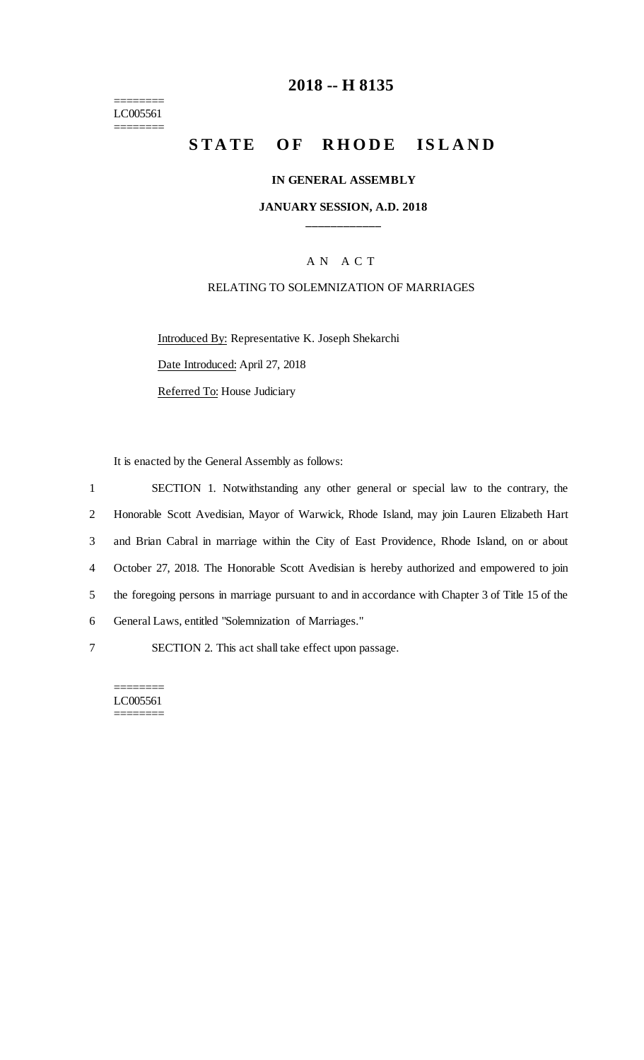========
LC005561
========

# 2018 -- H 8135

# STATE OF RHODE ISLAND

### IN GENERAL ASSEMBLY

### JANUARY SESSION, A.D. 2018

\_\_\_\_\_\_\_\_\_\_\_\_

A N A C T

RELATING TO SOLEMNIZATION OF MARRIAGES

Introduced By: Representative K. Joseph Shekarchi

Date Introduced: April 27, 2018

Referred To: House Judiciary

It is enacted by the General Assembly as follows:

1 SECTION 1. Notwithstanding any other general or special law to the contrary, the
2 Honorable Scott Avedisian, Mayor of Warwick, Rhode Island, may join Lauren Elizabeth Hart
3 and Brian Cabral in marriage within the City of East Providence, Rhode Island, on or about
4 October 27, 2018. The Honorable Scott Avedisian is hereby authorized and empowered to join
5 the foregoing persons in marriage pursuant to and in accordance with Chapter 3 of Title 15 of the
6 General Laws, entitled "Solemnization of Marriages."

7 SECTION 2. This act shall take effect upon passage.

========
LC005561
========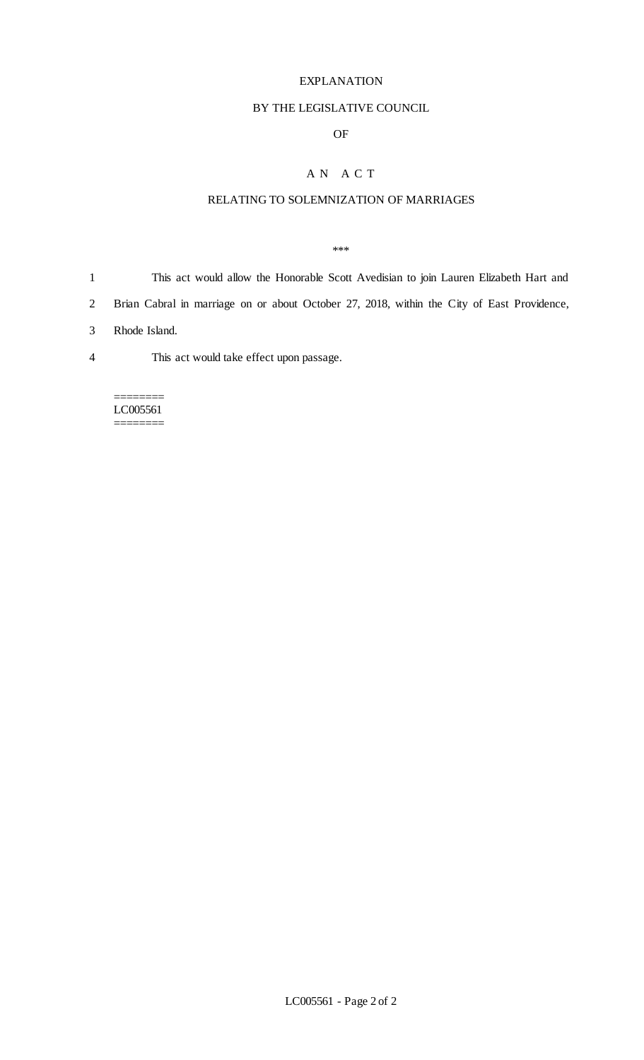EXPLANATION

BY THE LEGISLATIVE COUNCIL

OF

A N A C T

RELATING TO SOLEMNIZATION OF MARRIAGES

\*\*\*

1 This act would allow the Honorable Scott Avedisian to join Lauren Elizabeth Hart and
2 Brian Cabral in marriage on or about October 27, 2018, within the City of East Providence,
3 Rhode Island.

4 This act would take effect upon passage.

========
LC005561
========